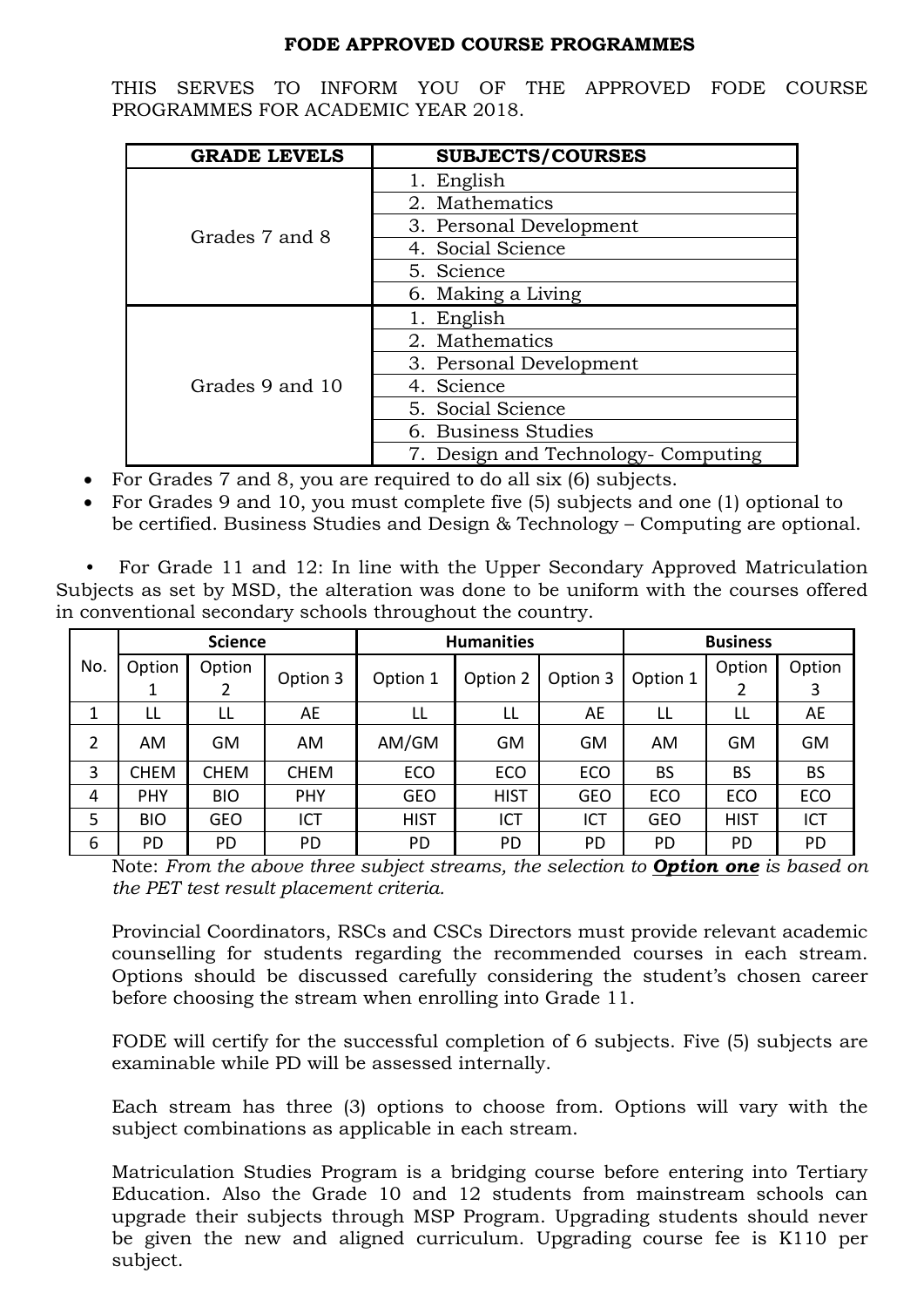# FODE APPROVED COURSE PROGRAMMES

THIS SERVES TO INFORM YOU OF THE APPROVED FODE COURSE PROGRAMMES FOR ACADEMIC YEAR 2018.

| GRADE LEVELS | SUBJECTS/COURSES |
|---|---|
| Grades 7 and 8 | 1. English |
| | 2. Mathematics |
| | 3. Personal Development |
| | 4. Social Science |
| | 5. Science |
| | 6. Making a Living |
| Grades 9 and 10 | 1. English |
| | 2. Mathematics |
| | 3. Personal Development |
| | 4. Science |
| | 5. Social Science |
| | 6. Business Studies |
| | 7. Design and Technology- Computing |

- For Grades 7 and 8, you are required to do all six (6) subjects.
- For Grades 9 and 10, you must complete five (5) subjects and one (1) optional to be certified. Business Studies and Design & Technology – Computing are optional.

- For Grade 11 and 12: In line with the Upper Secondary Approved Matriculation Subjects as set by MSD, the alteration was done to be uniform with the courses offered in conventional secondary schools throughout the country.

| No. | Science | | | Humanities | | | Business | | |
|---|---|---|---|---|---|---|---|---|---|
| | Option 1 | Option 2 | Option 3 | Option 1 | Option 2 | Option 3 | Option 1 | Option 2 | Option 3 |
| 1 | LL | LL | AE | LL | LL | AE | LL | LL | AE |
| 2 | AM | GM | AM | AM/GM | GM | GM | AM | GM | GM |
| 3 | CHEM | CHEM | CHEM | ECO | ECO | ECO | BS | BS | BS |
| 4 | PHY | BIO | PHY | GEO | HIST | GEO | ECO | ECO | ECO |
| 5 | BIO | GEO | ICT | HIST | ICT | ICT | GEO | HIST | ICT |
| 6 | PD | PD | PD | PD | PD | PD | PD | PD | PD |

Note: *From the above three subject streams, the selection to* ***Option one*** *is based on the PET test result placement criteria.*

Provincial Coordinators, RSCs and CSCs Directors must provide relevant academic counselling for students regarding the recommended courses in each stream. Options should be discussed carefully considering the student's chosen career before choosing the stream when enrolling into Grade 11.

FODE will certify for the successful completion of 6 subjects. Five (5) subjects are examinable while PD will be assessed internally.

Each stream has three (3) options to choose from. Options will vary with the subject combinations as applicable in each stream.

Matriculation Studies Program is a bridging course before entering into Tertiary Education. Also the Grade 10 and 12 students from mainstream schools can upgrade their subjects through MSP Program. Upgrading students should never be given the new and aligned curriculum. Upgrading course fee is K110 per subject.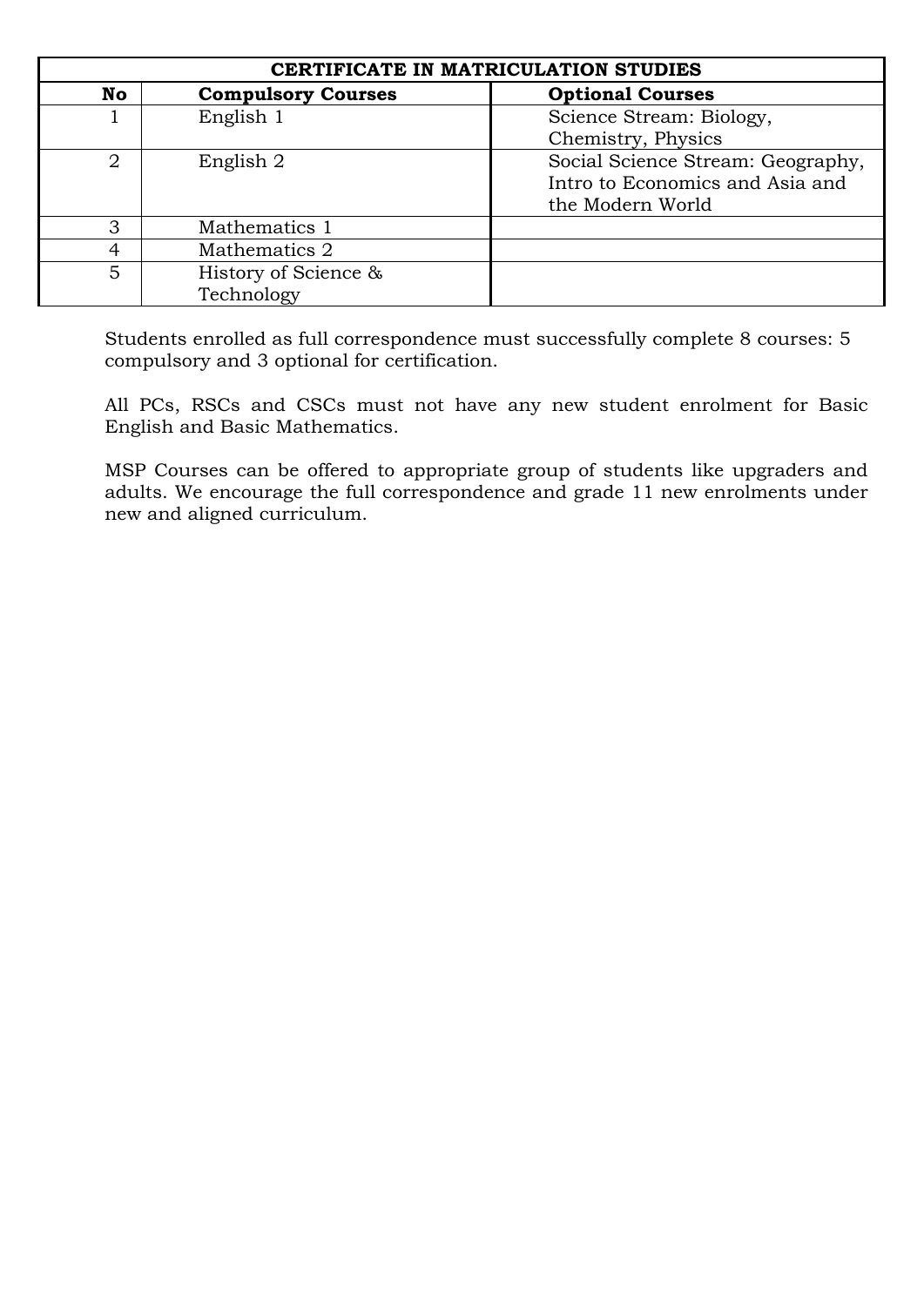| CERTIFICATE IN MATRICULATION STUDIES | | |
| --- | --- | --- |
| **No** | **Compulsory Courses** | **Optional Courses** |
| 1 | English 1 | Science Stream: Biology, Chemistry, Physics |
| 2 | English 2 | Social Science Stream: Geography, Intro to Economics and Asia and the Modern World |
| 3 | Mathematics 1 | |
| 4 | Mathematics 2 | |
| 5 | History of Science & Technology | |

Students enrolled as full correspondence must successfully complete 8 courses: 5 compulsory and 3 optional for certification.

All PCs, RSCs and CSCs must not have any new student enrolment for Basic English and Basic Mathematics.

MSP Courses can be offered to appropriate group of students like upgraders and adults. We encourage the full correspondence and grade 11 new enrolments under new and aligned curriculum.